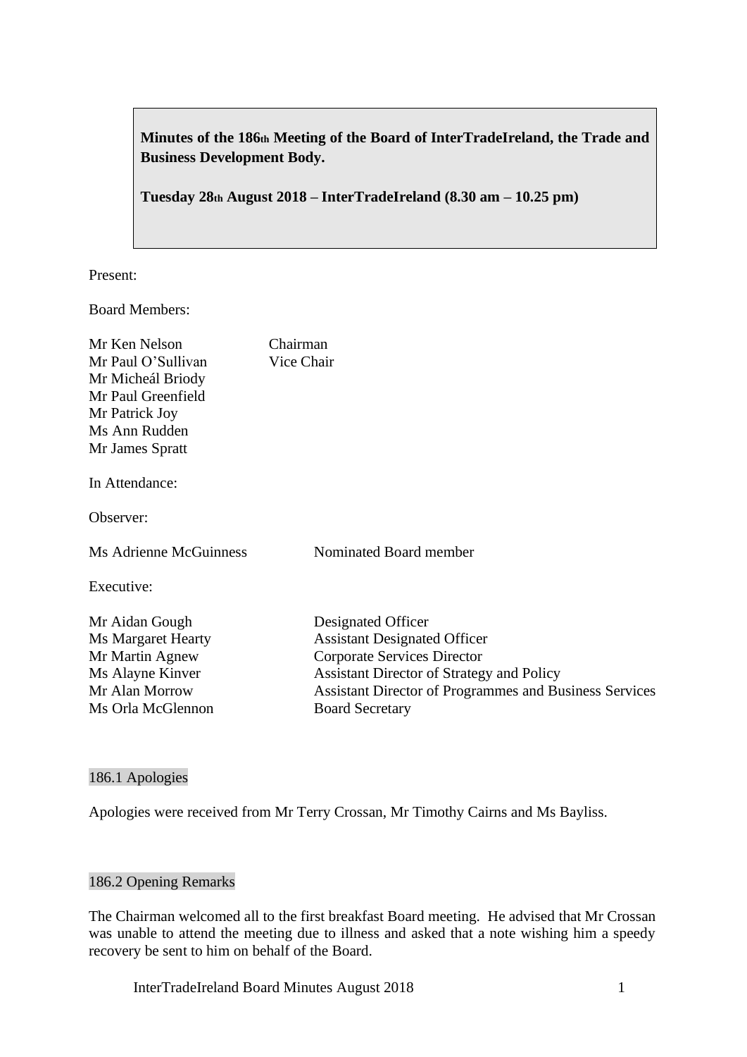**Minutes of the 186th Meeting of the Board of InterTradeIreland, the Trade and Business Development Body.**

**Tuesday 28th August 2018 – InterTradeIreland (8.30 am – 10.25 pm)**

Present:

Board Members:

| | |
|---|---|
| Mr Ken Nelson | Chairman |
| Mr Paul O'Sullivan | Vice Chair |
| Mr Micheál Briody | |
| Mr Paul Greenfield | |
| Mr Patrick Joy | |
| Ms Ann Rudden | |
| Mr James Spratt | |

In Attendance:

Observer:

| | |
|---|---|
| Ms Adrienne McGuinness | Nominated Board member |

Executive:

| | |
|---|---|
| Mr Aidan Gough | Designated Officer |
| Ms Margaret Hearty | Assistant Designated Officer |
| Mr Martin Agnew | Corporate Services Director |
| Ms Alayne Kinver | Assistant Director of Strategy and Policy |
| Mr Alan Morrow | Assistant Director of Programmes and Business Services |
| Ms Orla McGlennon | Board Secretary |

## 186.1 Apologies

Apologies were received from Mr Terry Crossan, Mr Timothy Cairns and Ms Bayliss.

## 186.2 Opening Remarks

The Chairman welcomed all to the first breakfast Board meeting. He advised that Mr Crossan was unable to attend the meeting due to illness and asked that a note wishing him a speedy recovery be sent to him on behalf of the Board.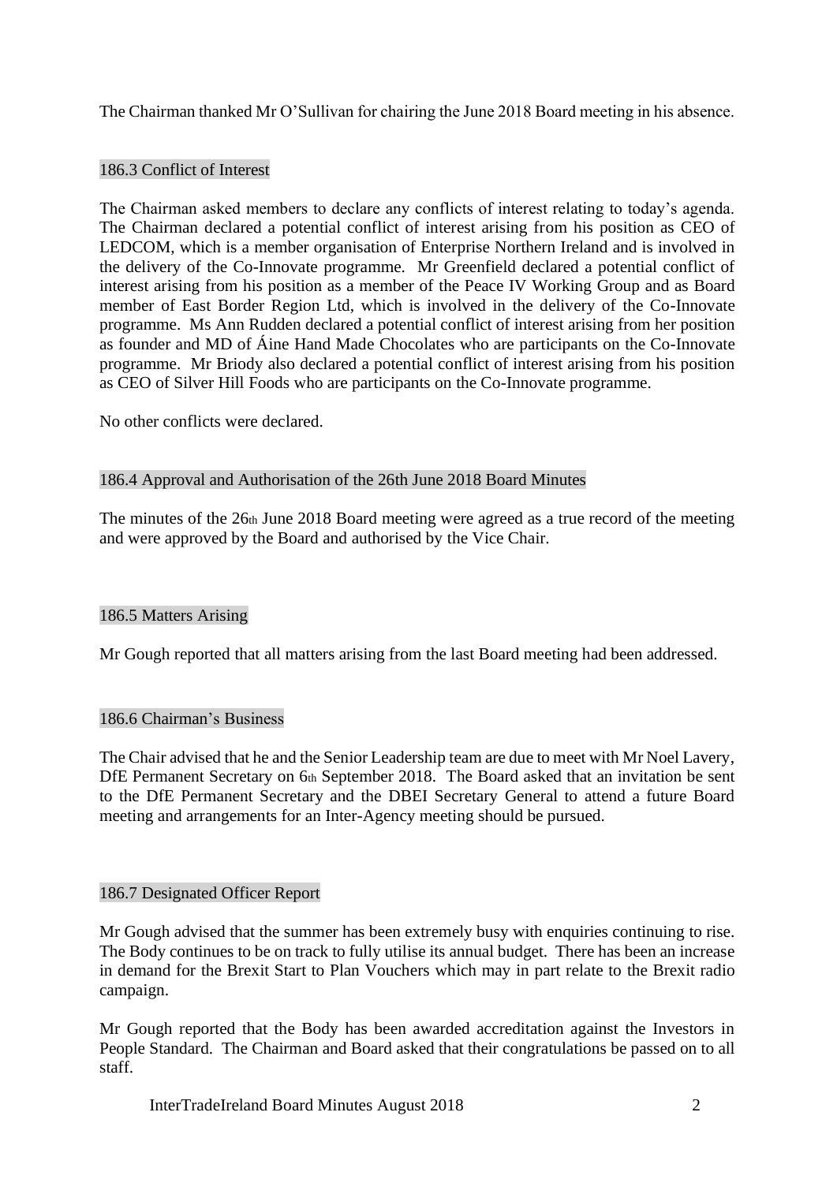The Chairman thanked Mr O'Sullivan for chairing the June 2018 Board meeting in his absence.

## 186.3 Conflict of Interest

The Chairman asked members to declare any conflicts of interest relating to today's agenda. The Chairman declared a potential conflict of interest arising from his position as CEO of LEDCOM, which is a member organisation of Enterprise Northern Ireland and is involved in the delivery of the Co-Innovate programme. Mr Greenfield declared a potential conflict of interest arising from his position as a member of the Peace IV Working Group and as Board member of East Border Region Ltd, which is involved in the delivery of the Co-Innovate programme. Ms Ann Rudden declared a potential conflict of interest arising from her position as founder and MD of Áine Hand Made Chocolates who are participants on the Co-Innovate programme. Mr Briody also declared a potential conflict of interest arising from his position as CEO of Silver Hill Foods who are participants on the Co-Innovate programme.

No other conflicts were declared.

## 186.4 Approval and Authorisation of the 26th June 2018 Board Minutes

The minutes of the 26th June 2018 Board meeting were agreed as a true record of the meeting and were approved by the Board and authorised by the Vice Chair.

## 186.5 Matters Arising

Mr Gough reported that all matters arising from the last Board meeting had been addressed.

## 186.6 Chairman's Business

The Chair advised that he and the Senior Leadership team are due to meet with Mr Noel Lavery, DfE Permanent Secretary on 6th September 2018. The Board asked that an invitation be sent to the DfE Permanent Secretary and the DBEI Secretary General to attend a future Board meeting and arrangements for an Inter-Agency meeting should be pursued.

## 186.7 Designated Officer Report

Mr Gough advised that the summer has been extremely busy with enquiries continuing to rise. The Body continues to be on track to fully utilise its annual budget. There has been an increase in demand for the Brexit Start to Plan Vouchers which may in part relate to the Brexit radio campaign.

Mr Gough reported that the Body has been awarded accreditation against the Investors in People Standard. The Chairman and Board asked that their congratulations be passed on to all staff.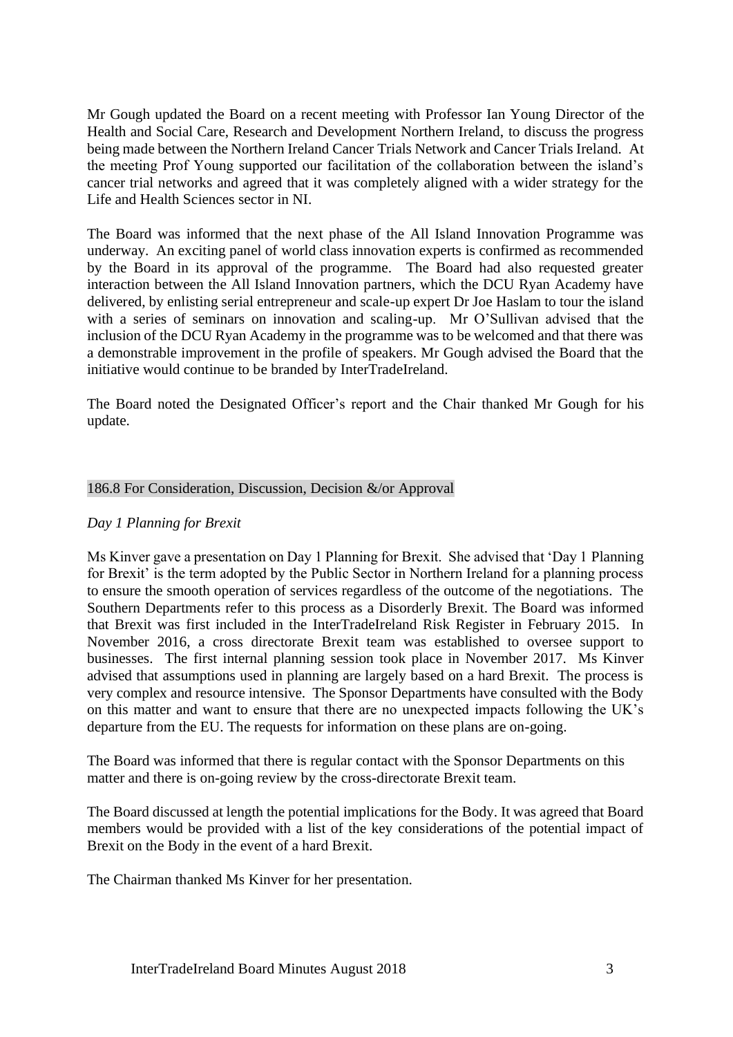Mr Gough updated the Board on a recent meeting with Professor Ian Young Director of the Health and Social Care, Research and Development Northern Ireland, to discuss the progress being made between the Northern Ireland Cancer Trials Network and Cancer Trials Ireland. At the meeting Prof Young supported our facilitation of the collaboration between the island's cancer trial networks and agreed that it was completely aligned with a wider strategy for the Life and Health Sciences sector in NI.

The Board was informed that the next phase of the All Island Innovation Programme was underway. An exciting panel of world class innovation experts is confirmed as recommended by the Board in its approval of the programme. The Board had also requested greater interaction between the All Island Innovation partners, which the DCU Ryan Academy have delivered, by enlisting serial entrepreneur and scale-up expert Dr Joe Haslam to tour the island with a series of seminars on innovation and scaling-up. Mr O'Sullivan advised that the inclusion of the DCU Ryan Academy in the programme was to be welcomed and that there was a demonstrable improvement in the profile of speakers. Mr Gough advised the Board that the initiative would continue to be branded by InterTradeIreland.

The Board noted the Designated Officer's report and the Chair thanked Mr Gough for his update.

## 186.8 For Consideration, Discussion, Decision &/or Approval

*Day 1 Planning for Brexit*

Ms Kinver gave a presentation on Day 1 Planning for Brexit. She advised that 'Day 1 Planning for Brexit' is the term adopted by the Public Sector in Northern Ireland for a planning process to ensure the smooth operation of services regardless of the outcome of the negotiations. The Southern Departments refer to this process as a Disorderly Brexit. The Board was informed that Brexit was first included in the InterTradeIreland Risk Register in February 2015. In November 2016, a cross directorate Brexit team was established to oversee support to businesses. The first internal planning session took place in November 2017. Ms Kinver advised that assumptions used in planning are largely based on a hard Brexit. The process is very complex and resource intensive. The Sponsor Departments have consulted with the Body on this matter and want to ensure that there are no unexpected impacts following the UK's departure from the EU. The requests for information on these plans are on-going.

The Board was informed that there is regular contact with the Sponsor Departments on this matter and there is on-going review by the cross-directorate Brexit team.

The Board discussed at length the potential implications for the Body. It was agreed that Board members would be provided with a list of the key considerations of the potential impact of Brexit on the Body in the event of a hard Brexit.

The Chairman thanked Ms Kinver for her presentation.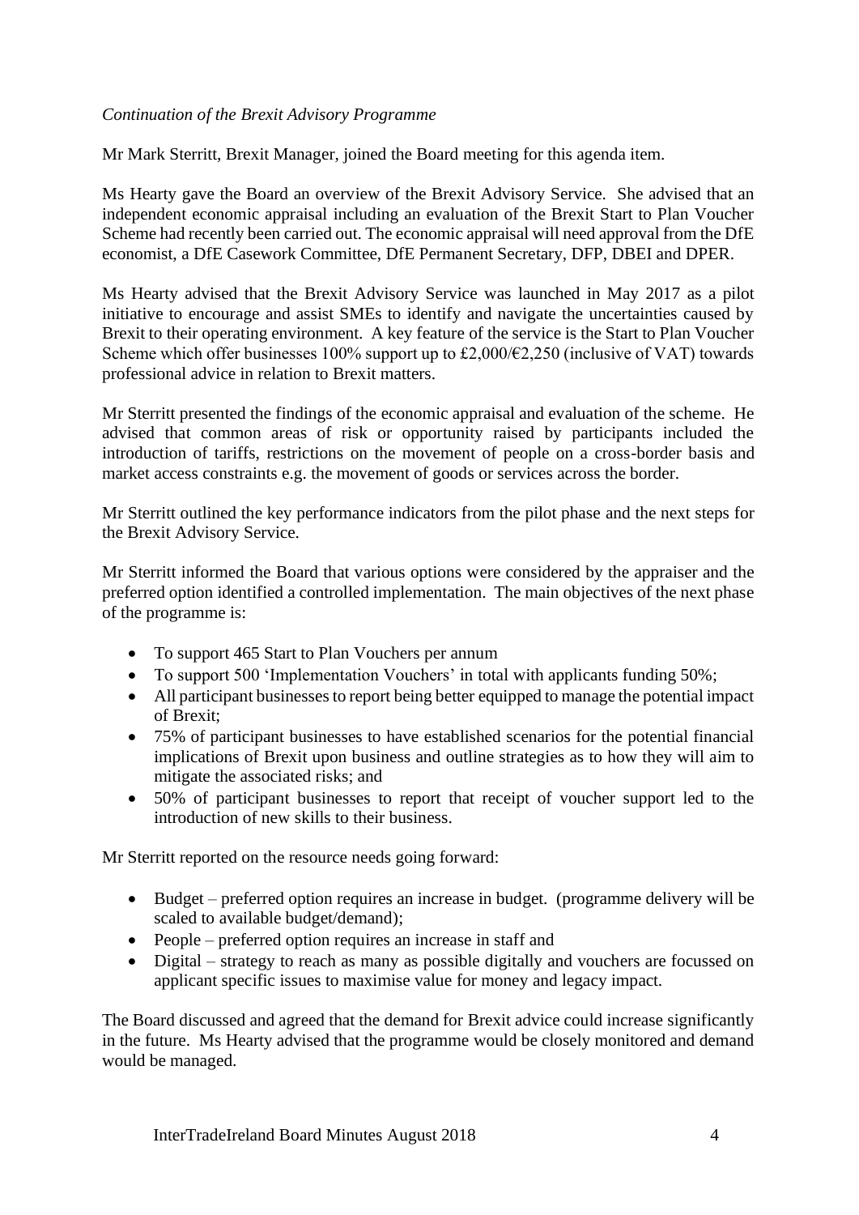*Continuation of the Brexit Advisory Programme*

Mr Mark Sterritt, Brexit Manager, joined the Board meeting for this agenda item.

Ms Hearty gave the Board an overview of the Brexit Advisory Service. She advised that an independent economic appraisal including an evaluation of the Brexit Start to Plan Voucher Scheme had recently been carried out. The economic appraisal will need approval from the DfE economist, a DfE Casework Committee, DfE Permanent Secretary, DFP, DBEI and DPER.

Ms Hearty advised that the Brexit Advisory Service was launched in May 2017 as a pilot initiative to encourage and assist SMEs to identify and navigate the uncertainties caused by Brexit to their operating environment. A key feature of the service is the Start to Plan Voucher Scheme which offer businesses 100% support up to £2,000/€2,250 (inclusive of VAT) towards professional advice in relation to Brexit matters.

Mr Sterritt presented the findings of the economic appraisal and evaluation of the scheme. He advised that common areas of risk or opportunity raised by participants included the introduction of tariffs, restrictions on the movement of people on a cross-border basis and market access constraints e.g. the movement of goods or services across the border.

Mr Sterritt outlined the key performance indicators from the pilot phase and the next steps for the Brexit Advisory Service.

Mr Sterritt informed the Board that various options were considered by the appraiser and the preferred option identified a controlled implementation. The main objectives of the next phase of the programme is:

- To support 465 Start to Plan Vouchers per annum
- To support 500 'Implementation Vouchers' in total with applicants funding 50%;
- All participant businesses to report being better equipped to manage the potential impact of Brexit;
- 75% of participant businesses to have established scenarios for the potential financial implications of Brexit upon business and outline strategies as to how they will aim to mitigate the associated risks; and
- 50% of participant businesses to report that receipt of voucher support led to the introduction of new skills to their business.

Mr Sterritt reported on the resource needs going forward:

- Budget – preferred option requires an increase in budget. (programme delivery will be scaled to available budget/demand);
- People – preferred option requires an increase in staff and
- Digital – strategy to reach as many as possible digitally and vouchers are focussed on applicant specific issues to maximise value for money and legacy impact.

The Board discussed and agreed that the demand for Brexit advice could increase significantly in the future. Ms Hearty advised that the programme would be closely monitored and demand would be managed.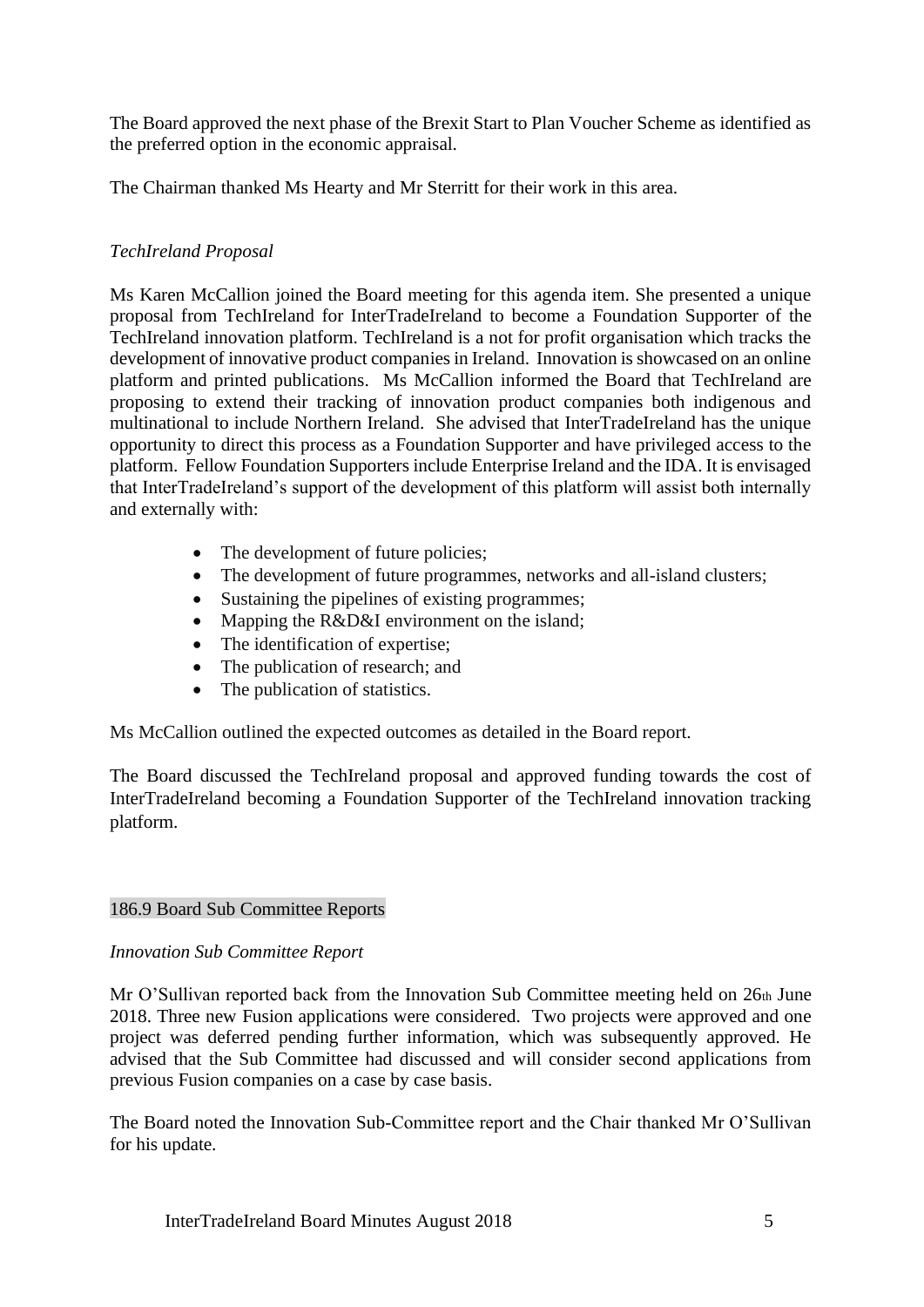The Board approved the next phase of the Brexit Start to Plan Voucher Scheme as identified as the preferred option in the economic appraisal.

The Chairman thanked Ms Hearty and Mr Sterritt for their work in this area.

*TechIreland Proposal*

Ms Karen McCallion joined the Board meeting for this agenda item. She presented a unique proposal from TechIreland for InterTradeIreland to become a Foundation Supporter of the TechIreland innovation platform. TechIreland is a not for profit organisation which tracks the development of innovative product companies in Ireland. Innovation is showcased on an online platform and printed publications. Ms McCallion informed the Board that TechIreland are proposing to extend their tracking of innovation product companies both indigenous and multinational to include Northern Ireland. She advised that InterTradeIreland has the unique opportunity to direct this process as a Foundation Supporter and have privileged access to the platform. Fellow Foundation Supporters include Enterprise Ireland and the IDA. It is envisaged that InterTradeIreland's support of the development of this platform will assist both internally and externally with:

- The development of future policies;
- The development of future programmes, networks and all-island clusters;
- Sustaining the pipelines of existing programmes;
- Mapping the R&D&I environment on the island;
- The identification of expertise;
- The publication of research; and
- The publication of statistics.

Ms McCallion outlined the expected outcomes as detailed in the Board report.

The Board discussed the TechIreland proposal and approved funding towards the cost of InterTradeIreland becoming a Foundation Supporter of the TechIreland innovation tracking platform.

## 186.9 Board Sub Committee Reports

*Innovation Sub Committee Report*

Mr O'Sullivan reported back from the Innovation Sub Committee meeting held on 26th June 2018. Three new Fusion applications were considered. Two projects were approved and one project was deferred pending further information, which was subsequently approved. He advised that the Sub Committee had discussed and will consider second applications from previous Fusion companies on a case by case basis.

The Board noted the Innovation Sub-Committee report and the Chair thanked Mr O'Sullivan for his update.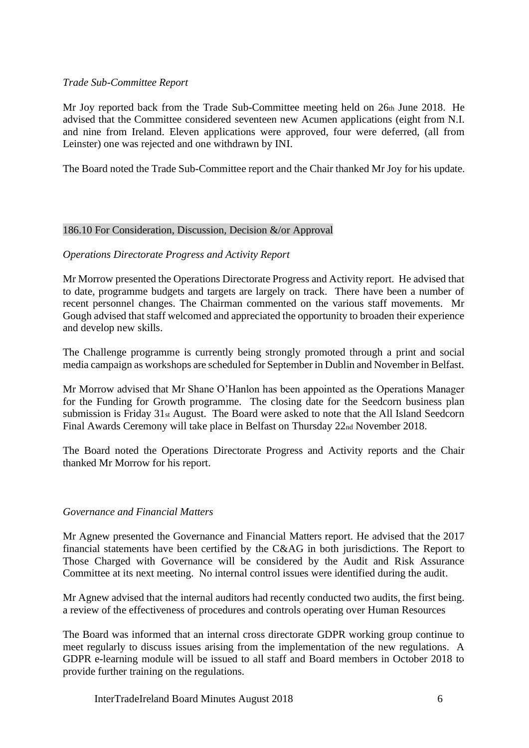*Trade Sub-Committee Report*

Mr Joy reported back from the Trade Sub-Committee meeting held on 26th June 2018. He advised that the Committee considered seventeen new Acumen applications (eight from N.I. and nine from Ireland. Eleven applications were approved, four were deferred, (all from Leinster) one was rejected and one withdrawn by INI.

The Board noted the Trade Sub-Committee report and the Chair thanked Mr Joy for his update.

## 186.10 For Consideration, Discussion, Decision &/or Approval

*Operations Directorate Progress and Activity Report*

Mr Morrow presented the Operations Directorate Progress and Activity report. He advised that to date, programme budgets and targets are largely on track. There have been a number of recent personnel changes. The Chairman commented on the various staff movements. Mr Gough advised that staff welcomed and appreciated the opportunity to broaden their experience and develop new skills.

The Challenge programme is currently being strongly promoted through a print and social media campaign as workshops are scheduled for September in Dublin and November in Belfast.

Mr Morrow advised that Mr Shane O'Hanlon has been appointed as the Operations Manager for the Funding for Growth programme. The closing date for the Seedcorn business plan submission is Friday 31st August. The Board were asked to note that the All Island Seedcorn Final Awards Ceremony will take place in Belfast on Thursday 22nd November 2018.

The Board noted the Operations Directorate Progress and Activity reports and the Chair thanked Mr Morrow for his report.

*Governance and Financial Matters*

Mr Agnew presented the Governance and Financial Matters report. He advised that the 2017 financial statements have been certified by the C&AG in both jurisdictions. The Report to Those Charged with Governance will be considered by the Audit and Risk Assurance Committee at its next meeting. No internal control issues were identified during the audit.

Mr Agnew advised that the internal auditors had recently conducted two audits, the first being. a review of the effectiveness of procedures and controls operating over Human Resources

The Board was informed that an internal cross directorate GDPR working group continue to meet regularly to discuss issues arising from the implementation of the new regulations. A GDPR e-learning module will be issued to all staff and Board members in October 2018 to provide further training on the regulations.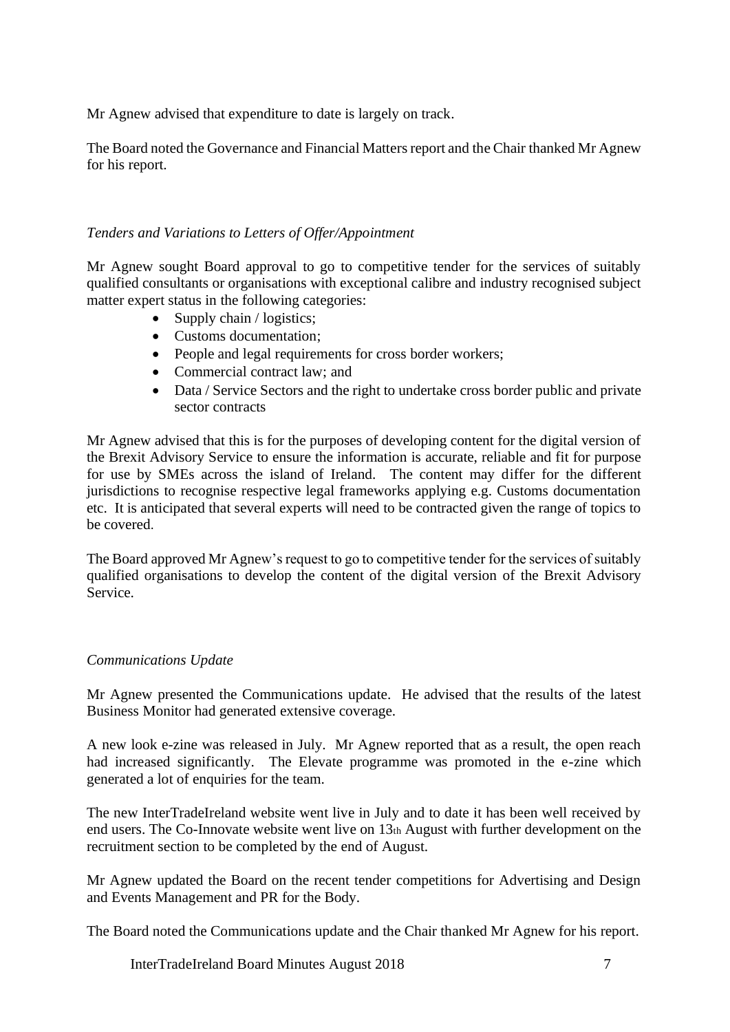Mr Agnew advised that expenditure to date is largely on track.

The Board noted the Governance and Financial Matters report and the Chair thanked Mr Agnew for his report.

*Tenders and Variations to Letters of Offer/Appointment*

Mr Agnew sought Board approval to go to competitive tender for the services of suitably qualified consultants or organisations with exceptional calibre and industry recognised subject matter expert status in the following categories:

- Supply chain / logistics;
- Customs documentation;
- People and legal requirements for cross border workers;
- Commercial contract law; and
- Data / Service Sectors and the right to undertake cross border public and private sector contracts

Mr Agnew advised that this is for the purposes of developing content for the digital version of the Brexit Advisory Service to ensure the information is accurate, reliable and fit for purpose for use by SMEs across the island of Ireland. The content may differ for the different jurisdictions to recognise respective legal frameworks applying e.g. Customs documentation etc. It is anticipated that several experts will need to be contracted given the range of topics to be covered.

The Board approved Mr Agnew's request to go to competitive tender for the services of suitably qualified organisations to develop the content of the digital version of the Brexit Advisory Service.

*Communications Update*

Mr Agnew presented the Communications update. He advised that the results of the latest Business Monitor had generated extensive coverage.

A new look e-zine was released in July. Mr Agnew reported that as a result, the open reach had increased significantly. The Elevate programme was promoted in the e-zine which generated a lot of enquiries for the team.

The new InterTradeIreland website went live in July and to date it has been well received by end users. The Co-Innovate website went live on 13th August with further development on the recruitment section to be completed by the end of August.

Mr Agnew updated the Board on the recent tender competitions for Advertising and Design and Events Management and PR for the Body.

The Board noted the Communications update and the Chair thanked Mr Agnew for his report.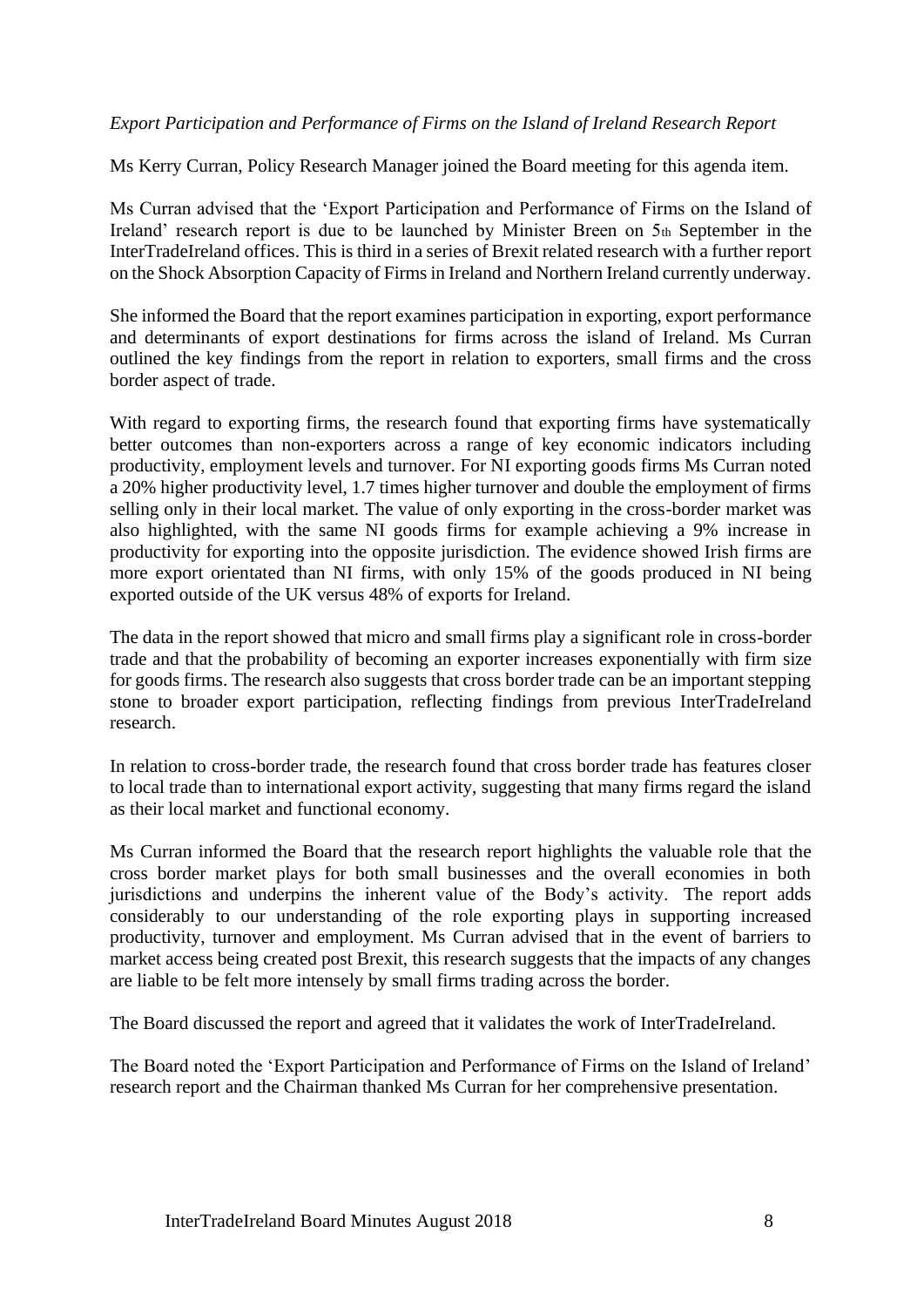*Export Participation and Performance of Firms on the Island of Ireland Research Report*

Ms Kerry Curran, Policy Research Manager joined the Board meeting for this agenda item.

Ms Curran advised that the 'Export Participation and Performance of Firms on the Island of Ireland' research report is due to be launched by Minister Breen on 5th September in the InterTradeIreland offices. This is third in a series of Brexit related research with a further report on the Shock Absorption Capacity of Firms in Ireland and Northern Ireland currently underway.

She informed the Board that the report examines participation in exporting, export performance and determinants of export destinations for firms across the island of Ireland. Ms Curran outlined the key findings from the report in relation to exporters, small firms and the cross border aspect of trade.

With regard to exporting firms, the research found that exporting firms have systematically better outcomes than non-exporters across a range of key economic indicators including productivity, employment levels and turnover. For NI exporting goods firms Ms Curran noted a 20% higher productivity level, 1.7 times higher turnover and double the employment of firms selling only in their local market. The value of only exporting in the cross-border market was also highlighted, with the same NI goods firms for example achieving a 9% increase in productivity for exporting into the opposite jurisdiction. The evidence showed Irish firms are more export orientated than NI firms, with only 15% of the goods produced in NI being exported outside of the UK versus 48% of exports for Ireland.

The data in the report showed that micro and small firms play a significant role in cross-border trade and that the probability of becoming an exporter increases exponentially with firm size for goods firms. The research also suggests that cross border trade can be an important stepping stone to broader export participation, reflecting findings from previous InterTradeIreland research.

In relation to cross-border trade, the research found that cross border trade has features closer to local trade than to international export activity, suggesting that many firms regard the island as their local market and functional economy.

Ms Curran informed the Board that the research report highlights the valuable role that the cross border market plays for both small businesses and the overall economies in both jurisdictions and underpins the inherent value of the Body's activity. The report adds considerably to our understanding of the role exporting plays in supporting increased productivity, turnover and employment. Ms Curran advised that in the event of barriers to market access being created post Brexit, this research suggests that the impacts of any changes are liable to be felt more intensely by small firms trading across the border.

The Board discussed the report and agreed that it validates the work of InterTradeIreland.

The Board noted the 'Export Participation and Performance of Firms on the Island of Ireland' research report and the Chairman thanked Ms Curran for her comprehensive presentation.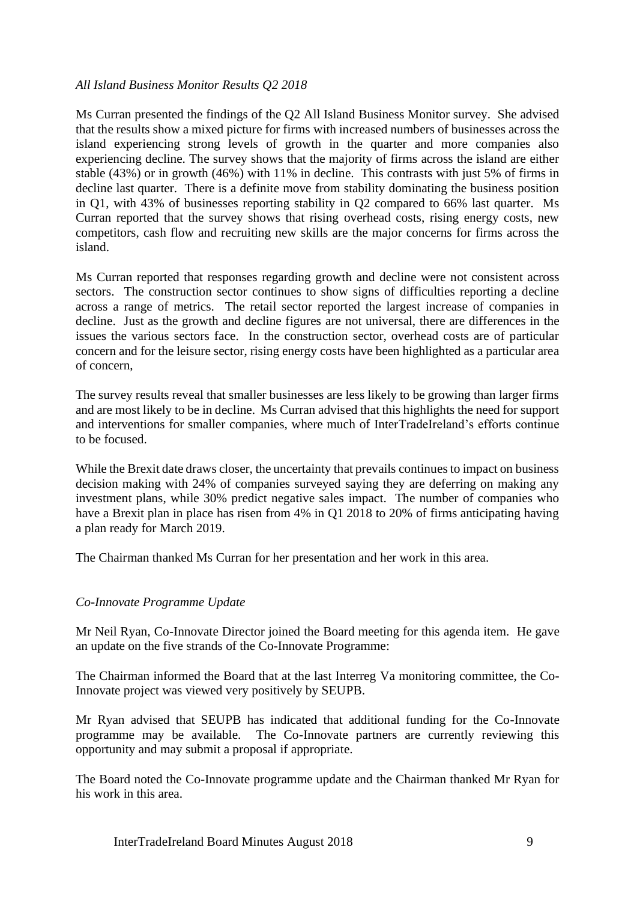*All Island Business Monitor Results Q2 2018*

Ms Curran presented the findings of the Q2 All Island Business Monitor survey. She advised that the results show a mixed picture for firms with increased numbers of businesses across the island experiencing strong levels of growth in the quarter and more companies also experiencing decline. The survey shows that the majority of firms across the island are either stable (43%) or in growth (46%) with 11% in decline. This contrasts with just 5% of firms in decline last quarter. There is a definite move from stability dominating the business position in Q1, with 43% of businesses reporting stability in Q2 compared to 66% last quarter. Ms Curran reported that the survey shows that rising overhead costs, rising energy costs, new competitors, cash flow and recruiting new skills are the major concerns for firms across the island.

Ms Curran reported that responses regarding growth and decline were not consistent across sectors. The construction sector continues to show signs of difficulties reporting a decline across a range of metrics. The retail sector reported the largest increase of companies in decline. Just as the growth and decline figures are not universal, there are differences in the issues the various sectors face. In the construction sector, overhead costs are of particular concern and for the leisure sector, rising energy costs have been highlighted as a particular area of concern,

The survey results reveal that smaller businesses are less likely to be growing than larger firms and are most likely to be in decline. Ms Curran advised that this highlights the need for support and interventions for smaller companies, where much of InterTradeIreland's efforts continue to be focused.

While the Brexit date draws closer, the uncertainty that prevails continues to impact on business decision making with 24% of companies surveyed saying they are deferring on making any investment plans, while 30% predict negative sales impact. The number of companies who have a Brexit plan in place has risen from 4% in Q1 2018 to 20% of firms anticipating having a plan ready for March 2019.

The Chairman thanked Ms Curran for her presentation and her work in this area.

*Co-Innovate Programme Update*

Mr Neil Ryan, Co-Innovate Director joined the Board meeting for this agenda item. He gave an update on the five strands of the Co-Innovate Programme:

The Chairman informed the Board that at the last Interreg Va monitoring committee, the Co-Innovate project was viewed very positively by SEUPB.

Mr Ryan advised that SEUPB has indicated that additional funding for the Co-Innovate programme may be available. The Co-Innovate partners are currently reviewing this opportunity and may submit a proposal if appropriate.

The Board noted the Co-Innovate programme update and the Chairman thanked Mr Ryan for his work in this area.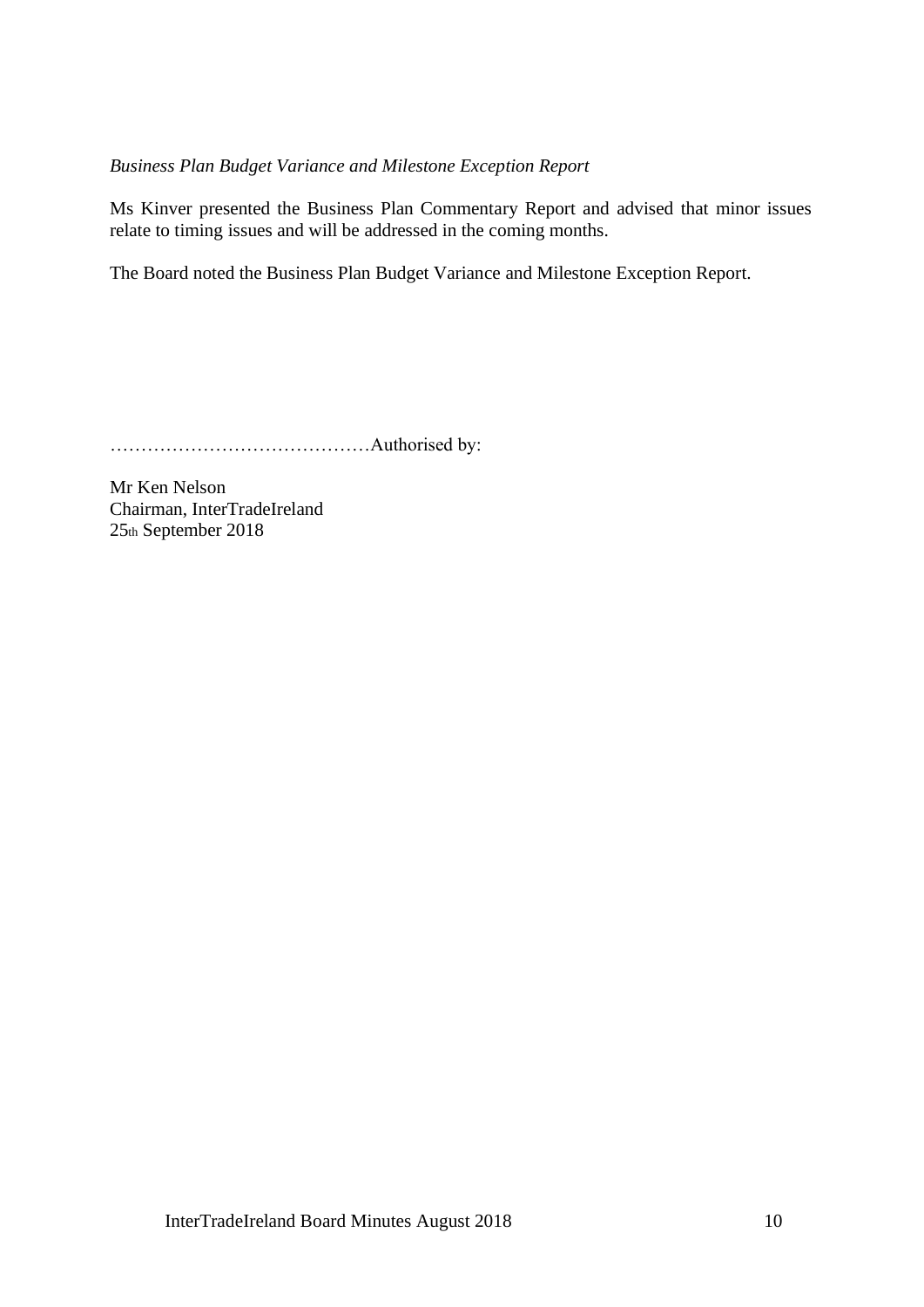*Business Plan Budget Variance and Milestone Exception Report*

Ms Kinver presented the Business Plan Commentary Report and advised that minor issues relate to timing issues and will be addressed in the coming months.

The Board noted the Business Plan Budget Variance and Milestone Exception Report.

……………………………………Authorised by:

Mr Ken Nelson
Chairman, InterTradeIreland
25th September 2018